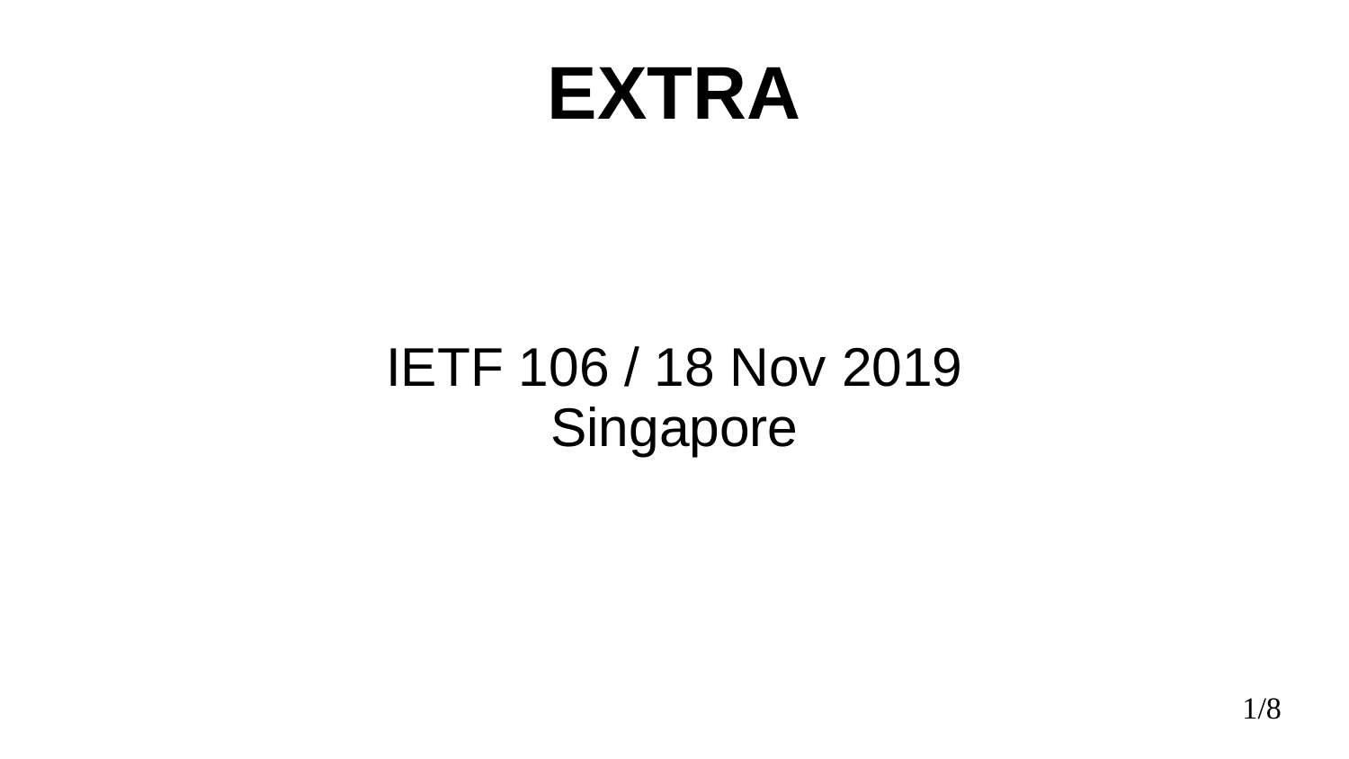# EXTRA

IETF 106 / 18 Nov 2019
Singapore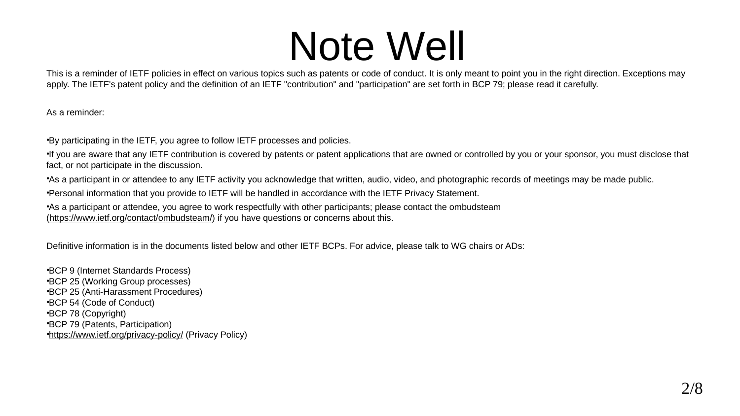# Note Well

This is a reminder of IETF policies in effect on various topics such as patents or code of conduct. It is only meant to point you in the right direction. Exceptions may apply. The IETF's patent policy and the definition of an IETF "contribution" and "participation" are set forth in BCP 79; please read it carefully.

As a reminder:

- By participating in the IETF, you agree to follow IETF processes and policies.
- If you are aware that any IETF contribution is covered by patents or patent applications that are owned or controlled by you or your sponsor, you must disclose that fact, or not participate in the discussion.
- As a participant in or attendee to any IETF activity you acknowledge that written, audio, video, and photographic records of meetings may be made public.
- Personal information that you provide to IETF will be handled in accordance with the IETF Privacy Statement.
- As a participant or attendee, you agree to work respectfully with other participants; please contact the ombudsteam (https://www.ietf.org/contact/ombudsteam/) if you have questions or concerns about this.

Definitive information is in the documents listed below and other IETF BCPs. For advice, please talk to WG chairs or ADs:

- BCP 9 (Internet Standards Process)
- BCP 25 (Working Group processes)
- BCP 25 (Anti-Harassment Procedures)
- BCP 54 (Code of Conduct)
- BCP 78 (Copyright)
- BCP 79 (Patents, Participation)
- https://www.ietf.org/privacy-policy/ (Privacy Policy)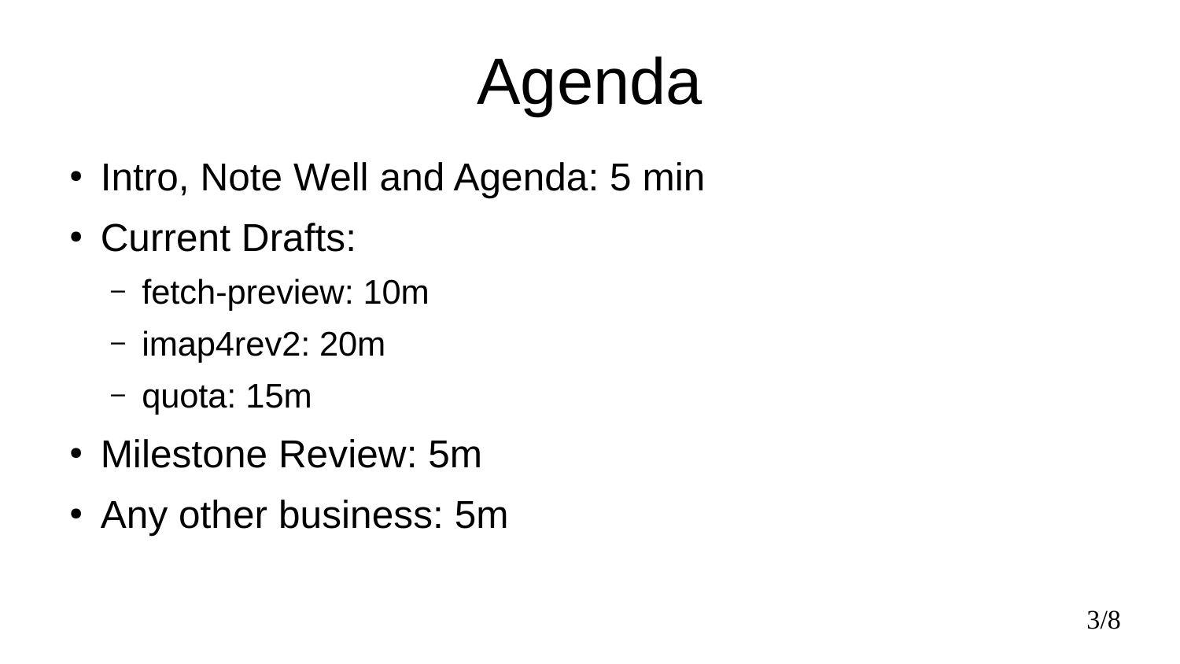# Agenda

- Intro, Note Well and Agenda: 5 min
- Current Drafts:
  - fetch-preview: 10m
  - imap4rev2: 20m
  - quota: 15m
- Milestone Review: 5m
- Any other business: 5m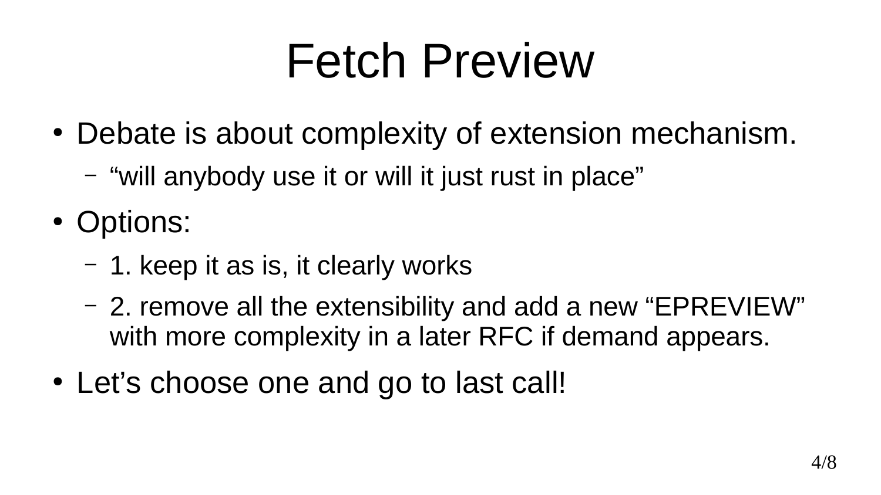# Fetch Preview

- Debate is about complexity of extension mechanism.
  - “will anybody use it or will it just rust in place”
- Options:
  - 1. keep it as is, it clearly works
  - 2. remove all the extensibility and add a new “EPREVIEW” with more complexity in a later RFC if demand appears.
- Let’s choose one and go to last call!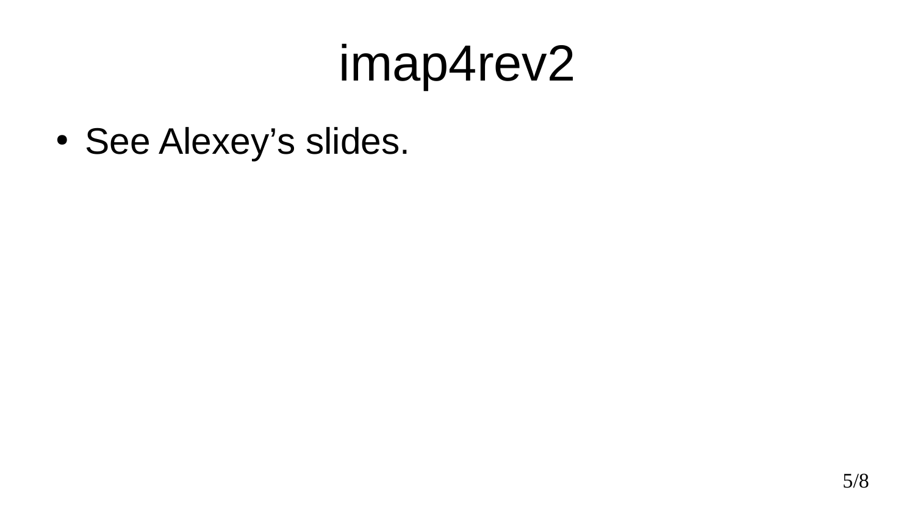# imap4rev2

- See Alexey’s slides.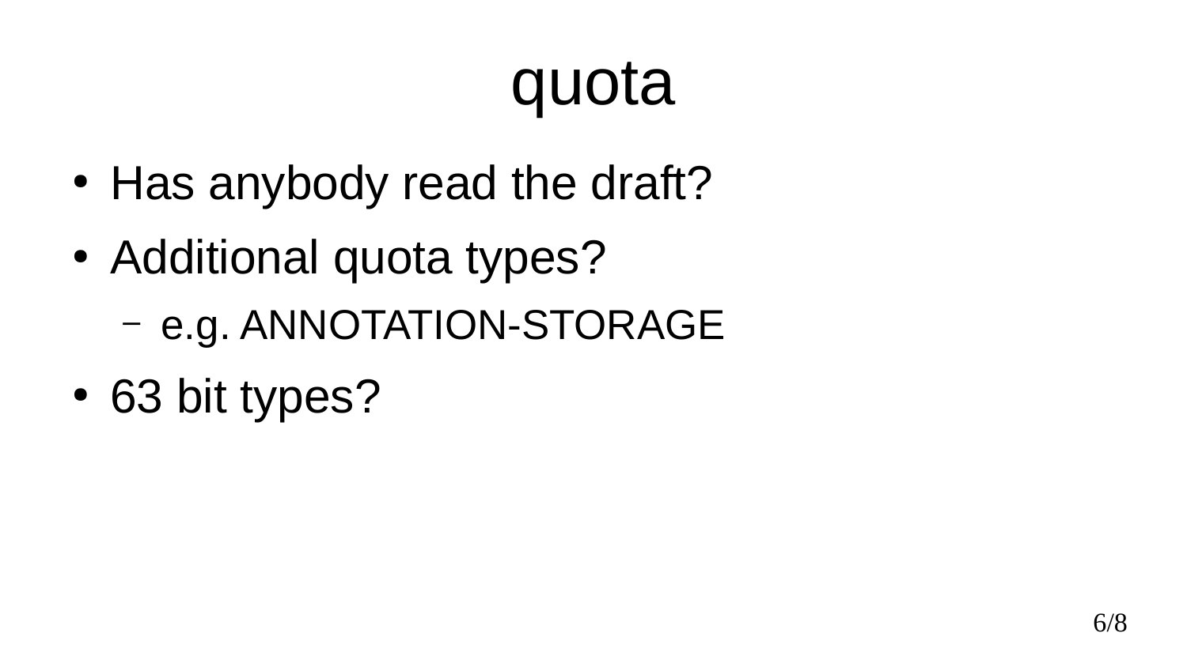# quota

- Has anybody read the draft?
- Additional quota types?
  - e.g. ANNOTATION-STORAGE
- 63 bit types?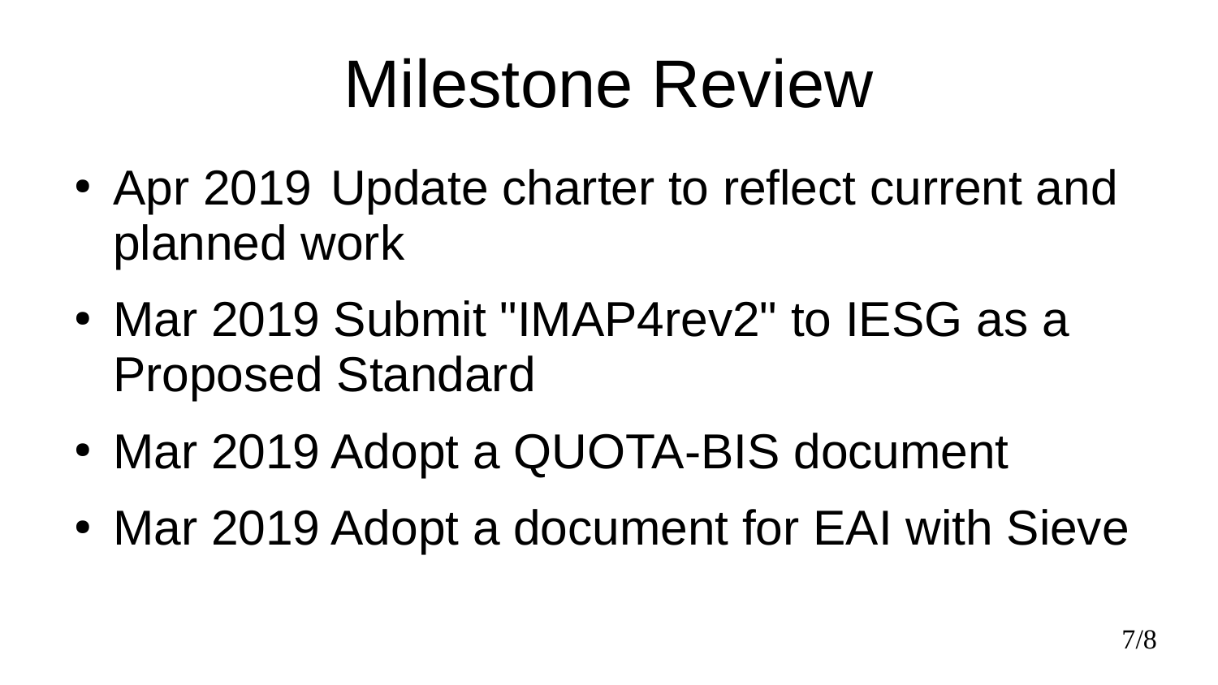# Milestone Review

- Apr 2019 Update charter to reflect current and planned work
- Mar 2019 Submit "IMAP4rev2" to IESG as a Proposed Standard
- Mar 2019 Adopt a QUOTA-BIS document
- Mar 2019 Adopt a document for EAI with Sieve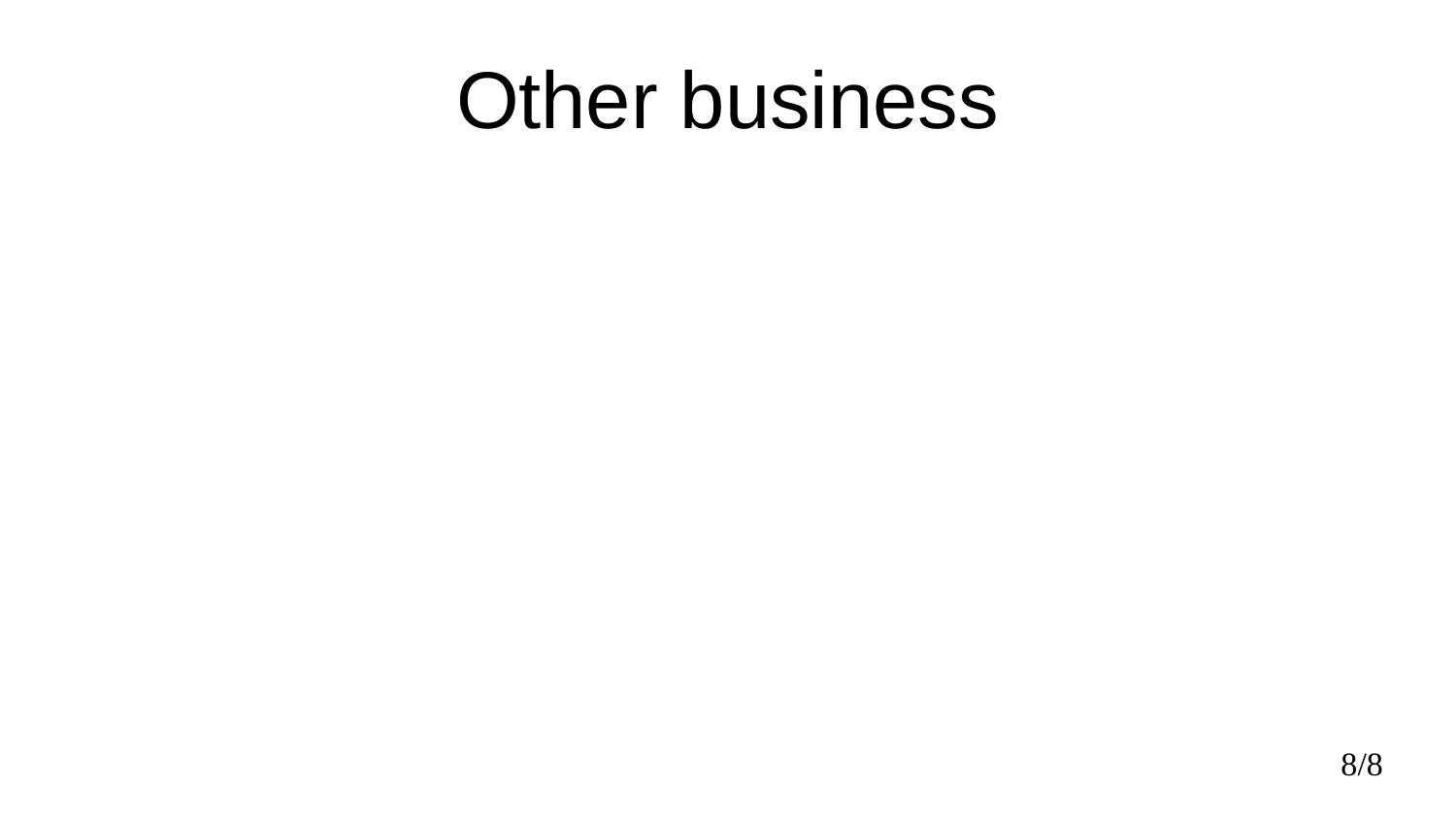# Other business